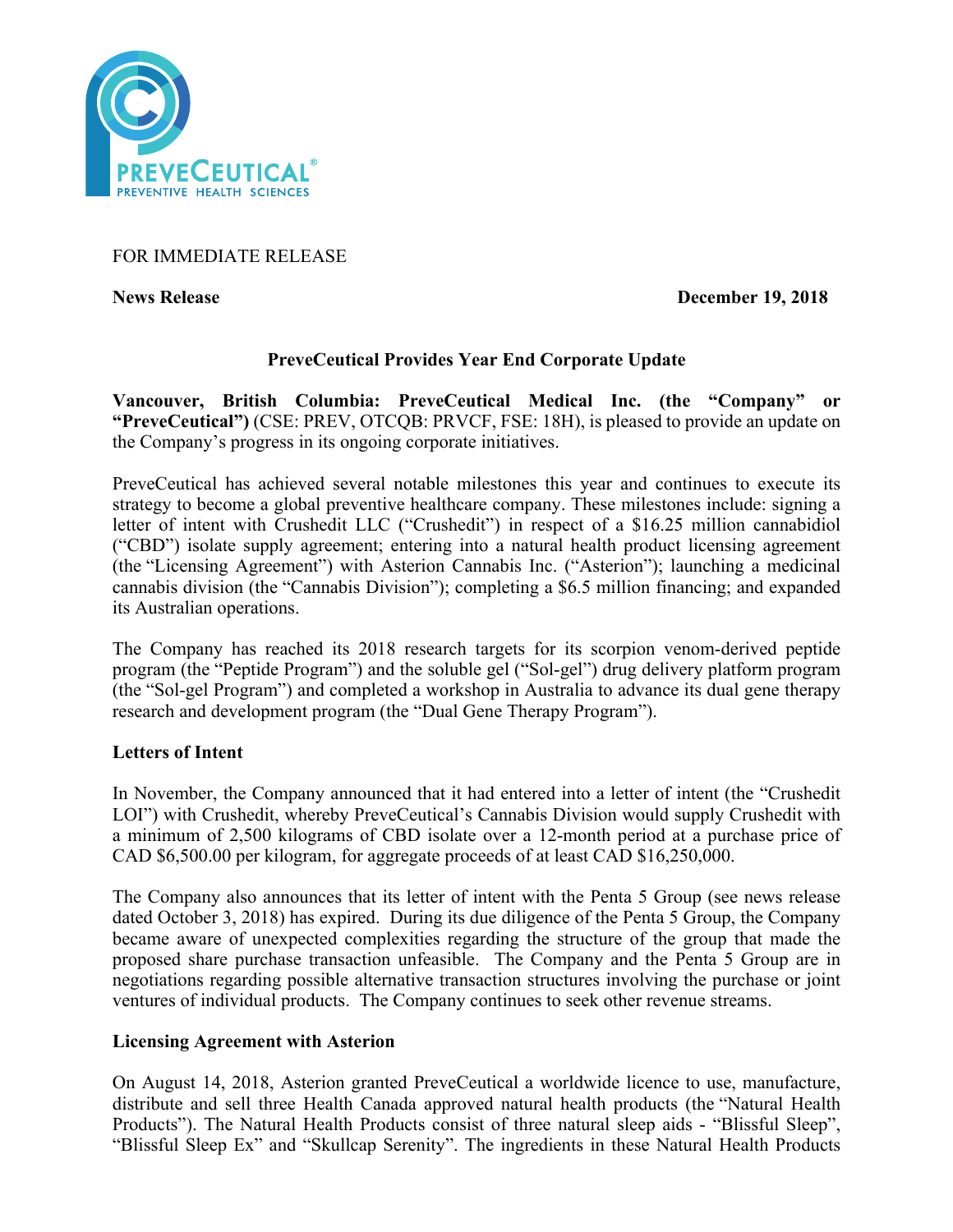FOR IMMEDIATE RELEASE

**News Release** **December 19, 2018**

## PreveCeutical Provides Year End Corporate Update

**Vancouver, British Columbia: PreveCeutical Medical Inc. (the "Company" or "PreveCeutical")** (CSE: PREV, OTCQB: PRVCF, FSE: 18H), is pleased to provide an update on the Company's progress in its ongoing corporate initiatives.

PreveCeutical has achieved several notable milestones this year and continues to execute its strategy to become a global preventive healthcare company. These milestones include: signing a letter of intent with Crushedit LLC ("Crushedit") in respect of a $16.25 million cannabidiol ("CBD") isolate supply agreement; entering into a natural health product licensing agreement (the "Licensing Agreement") with Asterion Cannabis Inc. ("Asterion"); launching a medicinal cannabis division (the "Cannabis Division"); completing a $6.5 million financing; and expanded its Australian operations.

The Company has reached its 2018 research targets for its scorpion venom-derived peptide program (the "Peptide Program") and the soluble gel ("Sol-gel") drug delivery platform program (the "Sol-gel Program") and completed a workshop in Australia to advance its dual gene therapy research and development program (the "Dual Gene Therapy Program").

### Letters of Intent

In November, the Company announced that it had entered into a letter of intent (the "Crushedit LOI") with Crushedit, whereby PreveCeutical's Cannabis Division would supply Crushedit with a minimum of 2,500 kilograms of CBD isolate over a 12-month period at a purchase price of CAD $6,500.00 per kilogram, for aggregate proceeds of at least CAD $16,250,000.

The Company also announces that its letter of intent with the Penta 5 Group (see news release dated October 3, 2018) has expired. During its due diligence of the Penta 5 Group, the Company became aware of unexpected complexities regarding the structure of the group that made the proposed share purchase transaction unfeasible. The Company and the Penta 5 Group are in negotiations regarding possible alternative transaction structures involving the purchase or joint ventures of individual products. The Company continues to seek other revenue streams.

### Licensing Agreement with Asterion

On August 14, 2018, Asterion granted PreveCeutical a worldwide licence to use, manufacture, distribute and sell three Health Canada approved natural health products (the "Natural Health Products"). The Natural Health Products consist of three natural sleep aids - "Blissful Sleep", "Blissful Sleep Ex" and "Skullcap Serenity". The ingredients in these Natural Health Products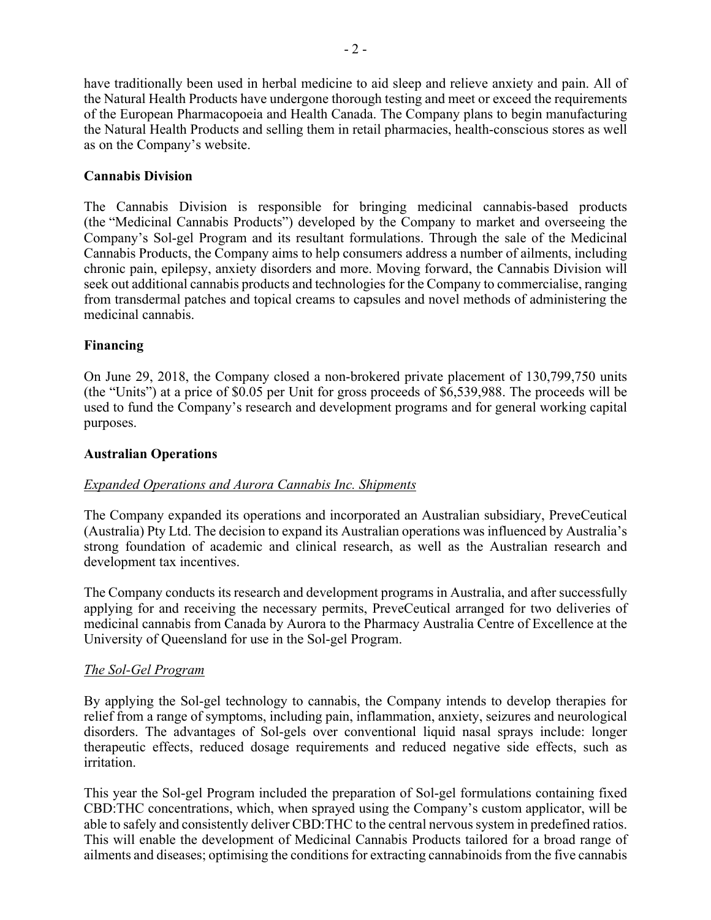have traditionally been used in herbal medicine to aid sleep and relieve anxiety and pain. All of the Natural Health Products have undergone thorough testing and meet or exceed the requirements of the European Pharmacopoeia and Health Canada. The Company plans to begin manufacturing the Natural Health Products and selling them in retail pharmacies, health-conscious stores as well as on the Company's website.

**Cannabis Division**

The Cannabis Division is responsible for bringing medicinal cannabis-based products (the "Medicinal Cannabis Products") developed by the Company to market and overseeing the Company's Sol-gel Program and its resultant formulations. Through the sale of the Medicinal Cannabis Products, the Company aims to help consumers address a number of ailments, including chronic pain, epilepsy, anxiety disorders and more. Moving forward, the Cannabis Division will seek out additional cannabis products and technologies for the Company to commercialise, ranging from transdermal patches and topical creams to capsules and novel methods of administering the medicinal cannabis.

**Financing**

On June 29, 2018, the Company closed a non-brokered private placement of 130,799,750 units (the "Units") at a price of $0.05 per Unit for gross proceeds of $6,539,988. The proceeds will be used to fund the Company's research and development programs and for general working capital purposes.

**Australian Operations**

*Expanded Operations and Aurora Cannabis Inc. Shipments*

The Company expanded its operations and incorporated an Australian subsidiary, PreveCeutical (Australia) Pty Ltd. The decision to expand its Australian operations was influenced by Australia's strong foundation of academic and clinical research, as well as the Australian research and development tax incentives.

The Company conducts its research and development programs in Australia, and after successfully applying for and receiving the necessary permits, PreveCeutical arranged for two deliveries of medicinal cannabis from Canada by Aurora to the Pharmacy Australia Centre of Excellence at the University of Queensland for use in the Sol-gel Program.

*The Sol-Gel Program*

By applying the Sol-gel technology to cannabis, the Company intends to develop therapies for relief from a range of symptoms, including pain, inflammation, anxiety, seizures and neurological disorders. The advantages of Sol-gels over conventional liquid nasal sprays include: longer therapeutic effects, reduced dosage requirements and reduced negative side effects, such as irritation.

This year the Sol-gel Program included the preparation of Sol-gel formulations containing fixed CBD:THC concentrations, which, when sprayed using the Company's custom applicator, will be able to safely and consistently deliver CBD:THC to the central nervous system in predefined ratios. This will enable the development of Medicinal Cannabis Products tailored for a broad range of ailments and diseases; optimising the conditions for extracting cannabinoids from the five cannabis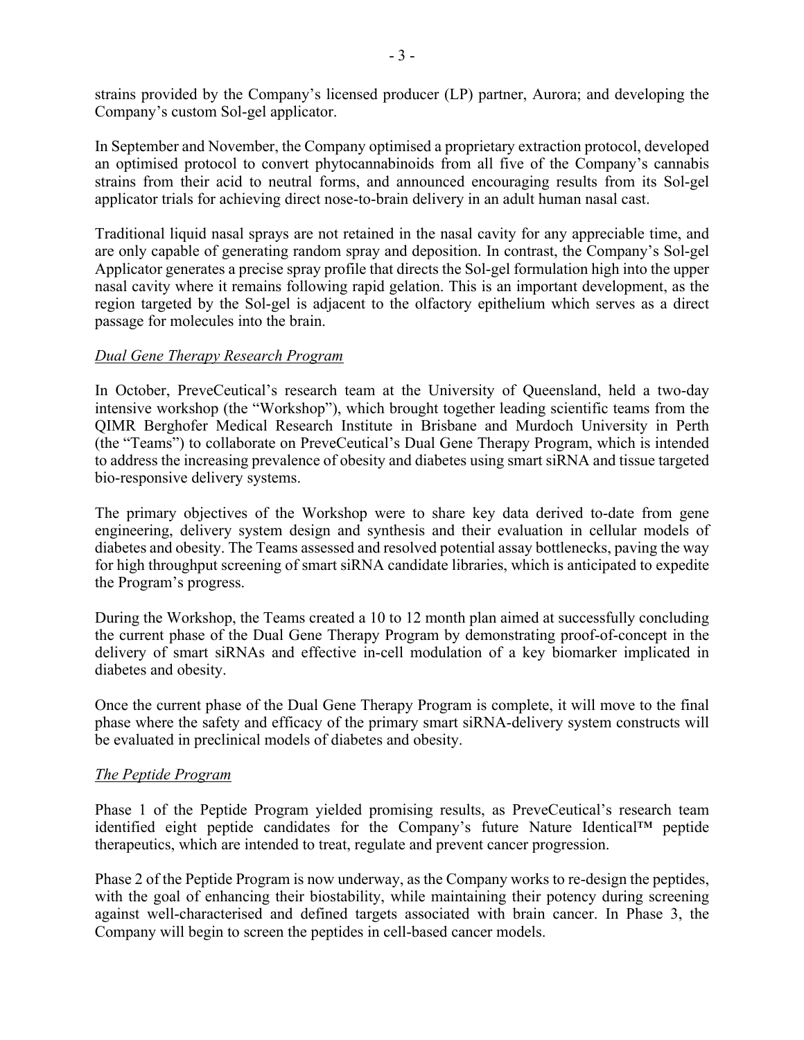strains provided by the Company's licensed producer (LP) partner, Aurora; and developing the Company's custom Sol-gel applicator.

In September and November, the Company optimised a proprietary extraction protocol, developed an optimised protocol to convert phytocannabinoids from all five of the Company's cannabis strains from their acid to neutral forms, and announced encouraging results from its Sol-gel applicator trials for achieving direct nose-to-brain delivery in an adult human nasal cast.

Traditional liquid nasal sprays are not retained in the nasal cavity for any appreciable time, and are only capable of generating random spray and deposition. In contrast, the Company's Sol-gel Applicator generates a precise spray profile that directs the Sol-gel formulation high into the upper nasal cavity where it remains following rapid gelation. This is an important development, as the region targeted by the Sol-gel is adjacent to the olfactory epithelium which serves as a direct passage for molecules into the brain.

*Dual Gene Therapy Research Program*

In October, PreveCeutical's research team at the University of Queensland, held a two-day intensive workshop (the "Workshop"), which brought together leading scientific teams from the QIMR Berghofer Medical Research Institute in Brisbane and Murdoch University in Perth (the "Teams") to collaborate on PreveCeutical's Dual Gene Therapy Program, which is intended to address the increasing prevalence of obesity and diabetes using smart siRNA and tissue targeted bio-responsive delivery systems.

The primary objectives of the Workshop were to share key data derived to-date from gene engineering, delivery system design and synthesis and their evaluation in cellular models of diabetes and obesity. The Teams assessed and resolved potential assay bottlenecks, paving the way for high throughput screening of smart siRNA candidate libraries, which is anticipated to expedite the Program's progress.

During the Workshop, the Teams created a 10 to 12 month plan aimed at successfully concluding the current phase of the Dual Gene Therapy Program by demonstrating proof-of-concept in the delivery of smart siRNAs and effective in-cell modulation of a key biomarker implicated in diabetes and obesity.

Once the current phase of the Dual Gene Therapy Program is complete, it will move to the final phase where the safety and efficacy of the primary smart siRNA-delivery system constructs will be evaluated in preclinical models of diabetes and obesity.

*The Peptide Program*

Phase 1 of the Peptide Program yielded promising results, as PreveCeutical's research team identified eight peptide candidates for the Company's future Nature Identical™ peptide therapeutics, which are intended to treat, regulate and prevent cancer progression.

Phase 2 of the Peptide Program is now underway, as the Company works to re-design the peptides, with the goal of enhancing their biostability, while maintaining their potency during screening against well-characterised and defined targets associated with brain cancer. In Phase 3, the Company will begin to screen the peptides in cell-based cancer models.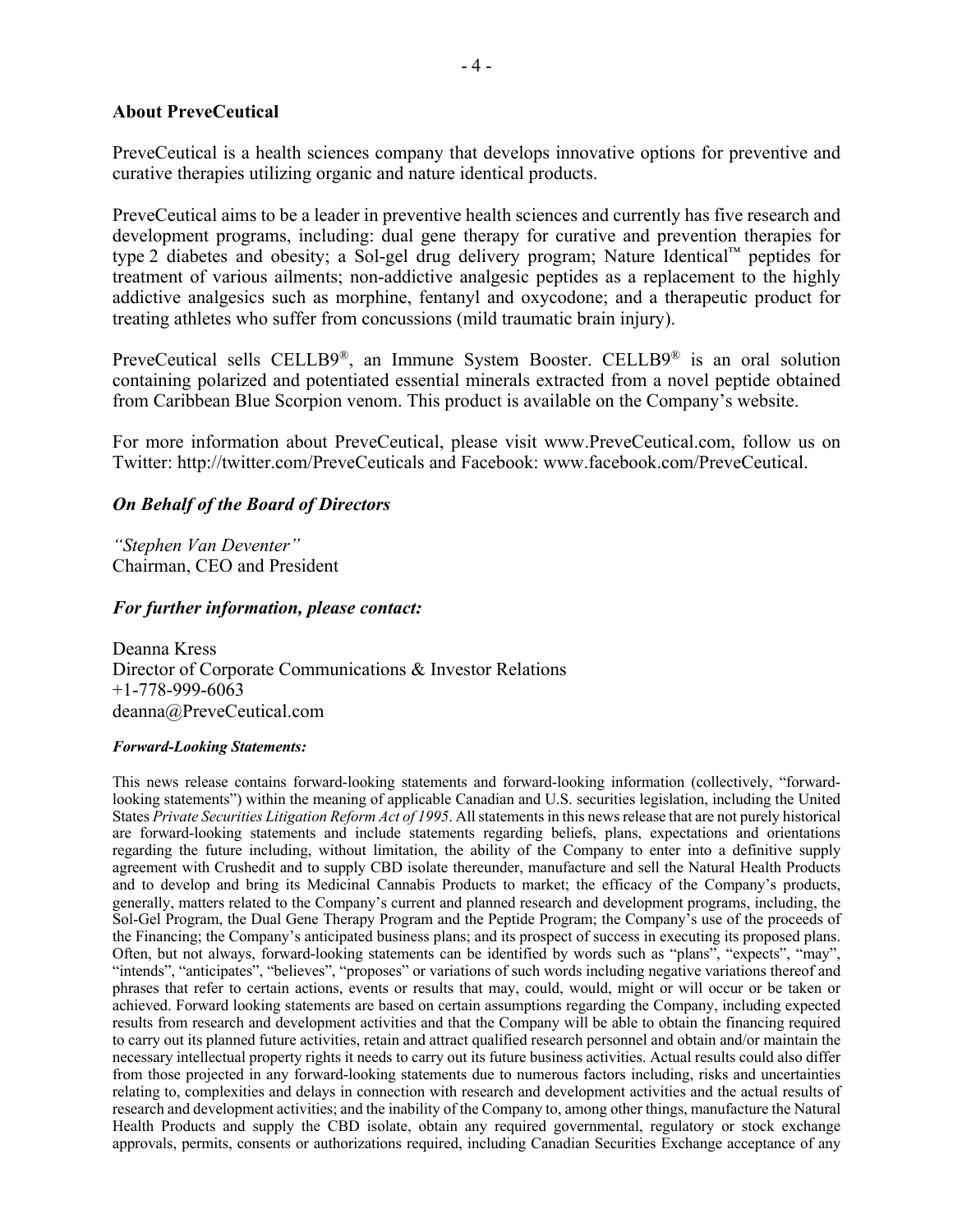**About PreveCeutical**

PreveCeutical is a health sciences company that develops innovative options for preventive and curative therapies utilizing organic and nature identical products.

PreveCeutical aims to be a leader in preventive health sciences and currently has five research and development programs, including: dual gene therapy for curative and prevention therapies for type 2 diabetes and obesity; a Sol-gel drug delivery program; Nature Identical™ peptides for treatment of various ailments; non-addictive analgesic peptides as a replacement to the highly addictive analgesics such as morphine, fentanyl and oxycodone; and a therapeutic product for treating athletes who suffer from concussions (mild traumatic brain injury).

PreveCeutical sells CELLB9®, an Immune System Booster. CELLB9® is an oral solution containing polarized and potentiated essential minerals extracted from a novel peptide obtained from Caribbean Blue Scorpion venom. This product is available on the Company's website.

For more information about PreveCeutical, please visit www.PreveCeutical.com, follow us on Twitter: http://twitter.com/PreveCeuticals and Facebook: www.facebook.com/PreveCeutical.

***On Behalf of the Board of Directors***

*"Stephen Van Deventer"*
Chairman, CEO and President

***For further information, please contact:***

Deanna Kress
Director of Corporate Communications & Investor Relations
+1-778-999-6063
deanna@PreveCeutical.com

***Forward-Looking Statements:***

This news release contains forward-looking statements and forward-looking information (collectively, "forward-looking statements") within the meaning of applicable Canadian and U.S. securities legislation, including the United States *Private Securities Litigation Reform Act of 1995*. All statements in this news release that are not purely historical are forward-looking statements and include statements regarding beliefs, plans, expectations and orientations regarding the future including, without limitation, the ability of the Company to enter into a definitive supply agreement with Crushedit and to supply CBD isolate thereunder, manufacture and sell the Natural Health Products and to develop and bring its Medicinal Cannabis Products to market; the efficacy of the Company's products, generally, matters related to the Company's current and planned research and development programs, including, the Sol-Gel Program, the Dual Gene Therapy Program and the Peptide Program; the Company's use of the proceeds of the Financing; the Company's anticipated business plans; and its prospect of success in executing its proposed plans. Often, but not always, forward-looking statements can be identified by words such as "plans", "expects", "may", "intends", "anticipates", "believes", "proposes" or variations of such words including negative variations thereof and phrases that refer to certain actions, events or results that may, could, would, might or will occur or be taken or achieved. Forward looking statements are based on certain assumptions regarding the Company, including expected results from research and development activities and that the Company will be able to obtain the financing required to carry out its planned future activities, retain and attract qualified research personnel and obtain and/or maintain the necessary intellectual property rights it needs to carry out its future business activities. Actual results could also differ from those projected in any forward-looking statements due to numerous factors including, risks and uncertainties relating to, complexities and delays in connection with research and development activities and the actual results of research and development activities; and the inability of the Company to, among other things, manufacture the Natural Health Products and supply the CBD isolate, obtain any required governmental, regulatory or stock exchange approvals, permits, consents or authorizations required, including Canadian Securities Exchange acceptance of any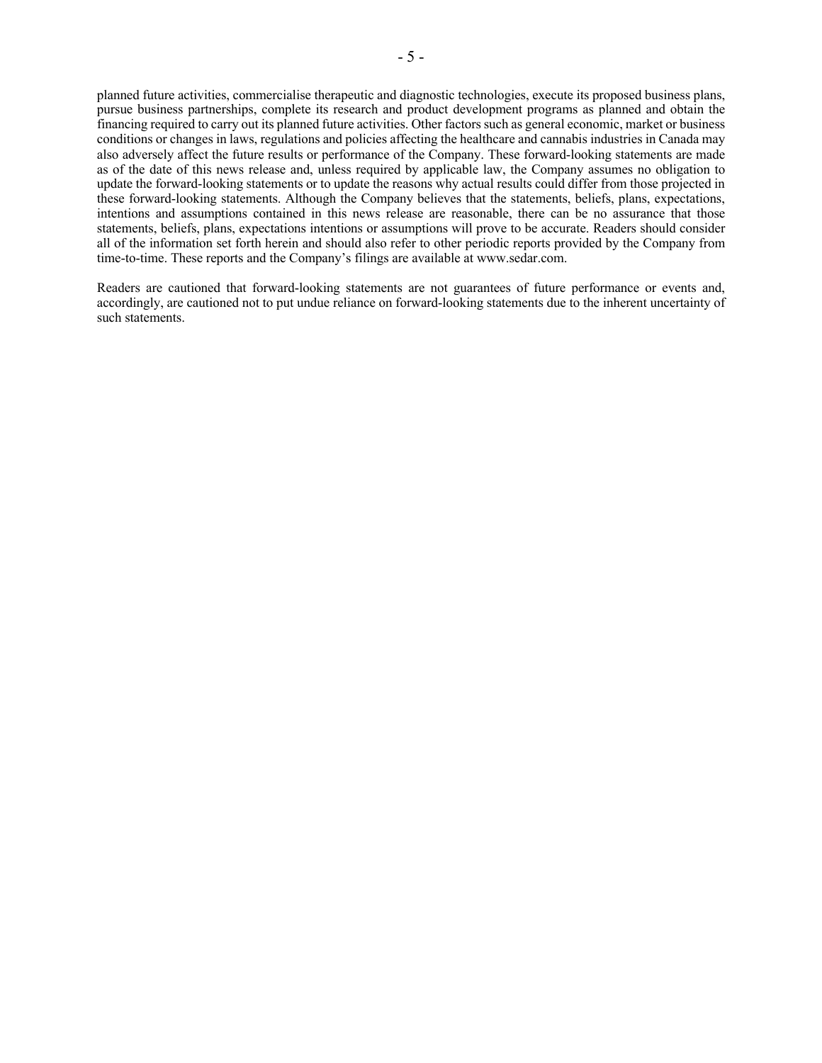planned future activities, commercialise therapeutic and diagnostic technologies, execute its proposed business plans, pursue business partnerships, complete its research and product development programs as planned and obtain the financing required to carry out its planned future activities. Other factors such as general economic, market or business conditions or changes in laws, regulations and policies affecting the healthcare and cannabis industries in Canada may also adversely affect the future results or performance of the Company. These forward-looking statements are made as of the date of this news release and, unless required by applicable law, the Company assumes no obligation to update the forward-looking statements or to update the reasons why actual results could differ from those projected in these forward-looking statements. Although the Company believes that the statements, beliefs, plans, expectations, intentions and assumptions contained in this news release are reasonable, there can be no assurance that those statements, beliefs, plans, expectations intentions or assumptions will prove to be accurate. Readers should consider all of the information set forth herein and should also refer to other periodic reports provided by the Company from time-to-time. These reports and the Company's filings are available at www.sedar.com.

Readers are cautioned that forward-looking statements are not guarantees of future performance or events and, accordingly, are cautioned not to put undue reliance on forward-looking statements due to the inherent uncertainty of such statements.